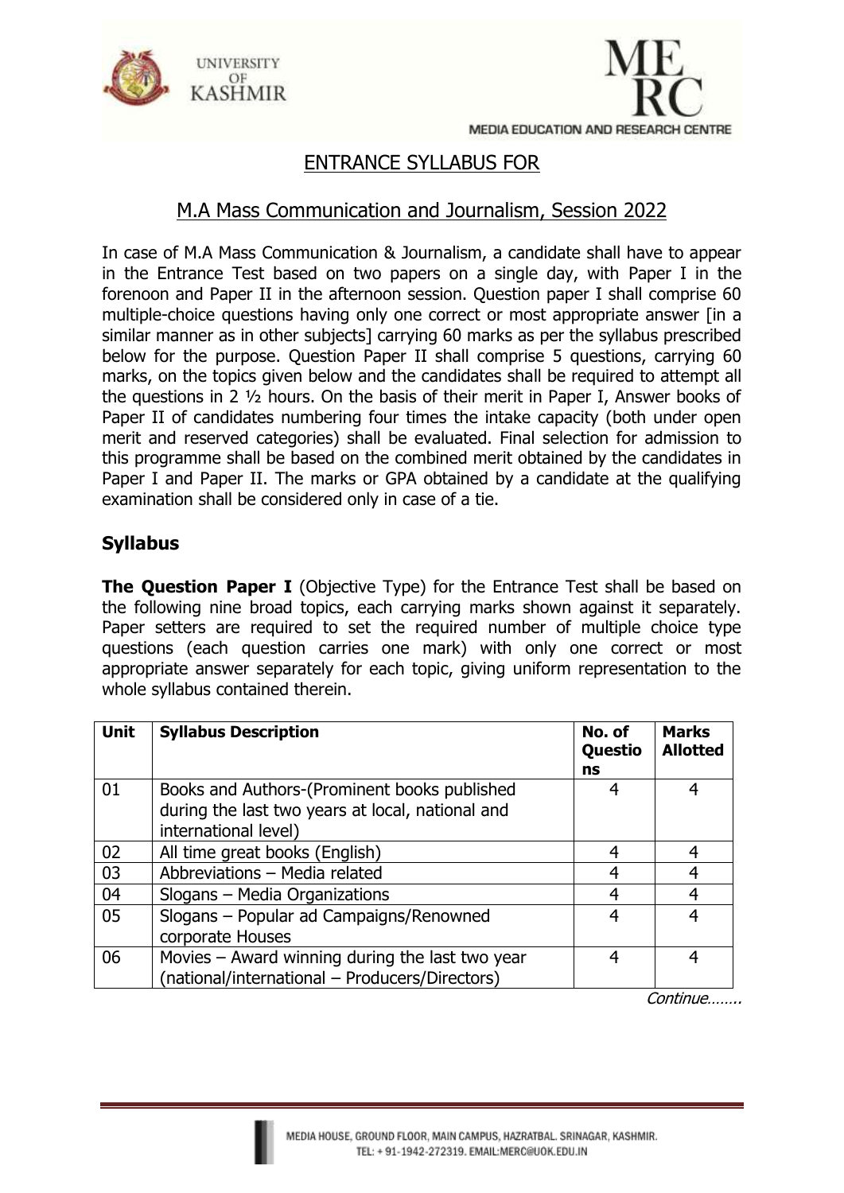# ENTRANCE SYLLABUS FOR

## M.A Mass Communication and Journalism, Session 2022

In case of M.A Mass Communication & Journalism, a candidate shall have to appear in the Entrance Test based on two papers on a single day, with Paper I in the forenoon and Paper II in the afternoon session. Question paper I shall comprise 60 multiple-choice questions having only one correct or most appropriate answer [in a similar manner as in other subjects] carrying 60 marks as per the syllabus prescribed below for the purpose. Question Paper II shall comprise 5 questions, carrying 60 marks, on the topics given below and the candidates shall be required to attempt all the questions in 2 ½ hours. On the basis of their merit in Paper I, Answer books of Paper II of candidates numbering four times the intake capacity (both under open merit and reserved categories) shall be evaluated. Final selection for admission to this programme shall be based on the combined merit obtained by the candidates in Paper I and Paper II. The marks or GPA obtained by a candidate at the qualifying examination shall be considered only in case of a tie.

## Syllabus

**The Question Paper I** (Objective Type) for the Entrance Test shall be based on the following nine broad topics, each carrying marks shown against it separately. Paper setters are required to set the required number of multiple choice type questions (each question carries one mark) with only one correct or most appropriate answer separately for each topic, giving uniform representation to the whole syllabus contained therein.

| Unit | Syllabus Description | No. of Questions | Marks Allotted |
|---|---|---|---|
| 01 | Books and Authors-(Prominent books published during the last two years at local, national and international level) | 4 | 4 |
| 02 | All time great books (English) | 4 | 4 |
| 03 | Abbreviations – Media related | 4 | 4 |
| 04 | Slogans – Media Organizations | 4 | 4 |
| 05 | Slogans – Popular ad Campaigns/Renowned corporate Houses | 4 | 4 |
| 06 | Movies – Award winning during the last two year (national/international – Producers/Directors) | 4 | 4 |

*Continue……..*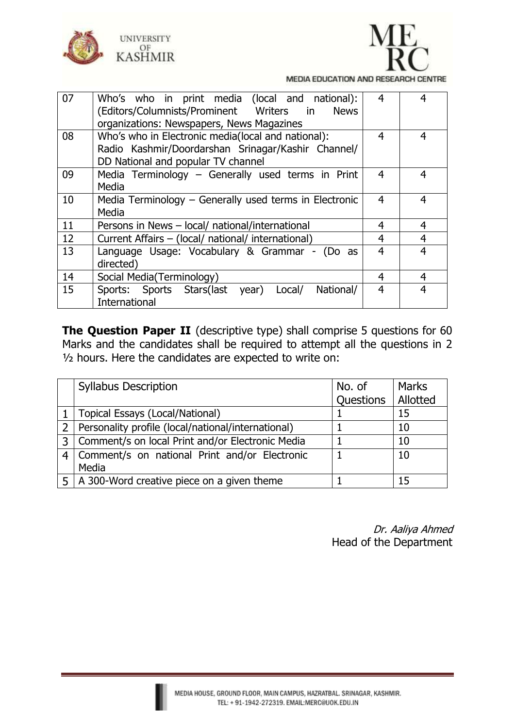| | | | |
|---|---|---|---|
| 07 | Who's who in print media (local and national): (Editors/Columnists/Prominent Writers in News organizations: Newspapers, News Magazines | 4 | 4 |
| 08 | Who's who in Electronic media(local and national): Radio Kashmir/Doordarshan Srinagar/Kashir Channel/ DD National and popular TV channel | 4 | 4 |
| 09 | Media Terminology – Generally used terms in Print Media | 4 | 4 |
| 10 | Media Terminology – Generally used terms in Electronic Media | 4 | 4 |
| 11 | Persons in News – local/ national/international | 4 | 4 |
| 12 | Current Affairs – (local/ national/ international) | 4 | 4 |
| 13 | Language Usage: Vocabulary & Grammar - (Do as directed) | 4 | 4 |
| 14 | Social Media(Terminology) | 4 | 4 |
| 15 | Sports: Sports Stars(last year) Local/ National/ International | 4 | 4 |

**The Question Paper II** (descriptive type) shall comprise 5 questions for 60 Marks and the candidates shall be required to attempt all the questions in 2 ½ hours. Here the candidates are expected to write on:

| | Syllabus Description | No. of Questions | Marks Allotted |
|---|---|---|---|
| 1 | Topical Essays (Local/National) | 1 | 15 |
| 2 | Personality profile (local/national/international) | 1 | 10 |
| 3 | Comment/s on local Print and/or Electronic Media | 1 | 10 |
| 4 | Comment/s on national Print and/or Electronic Media | 1 | 10 |
| 5 | A 300-Word creative piece on a given theme | 1 | 15 |

*Dr. Aaliya Ahmed*
Head of the Department